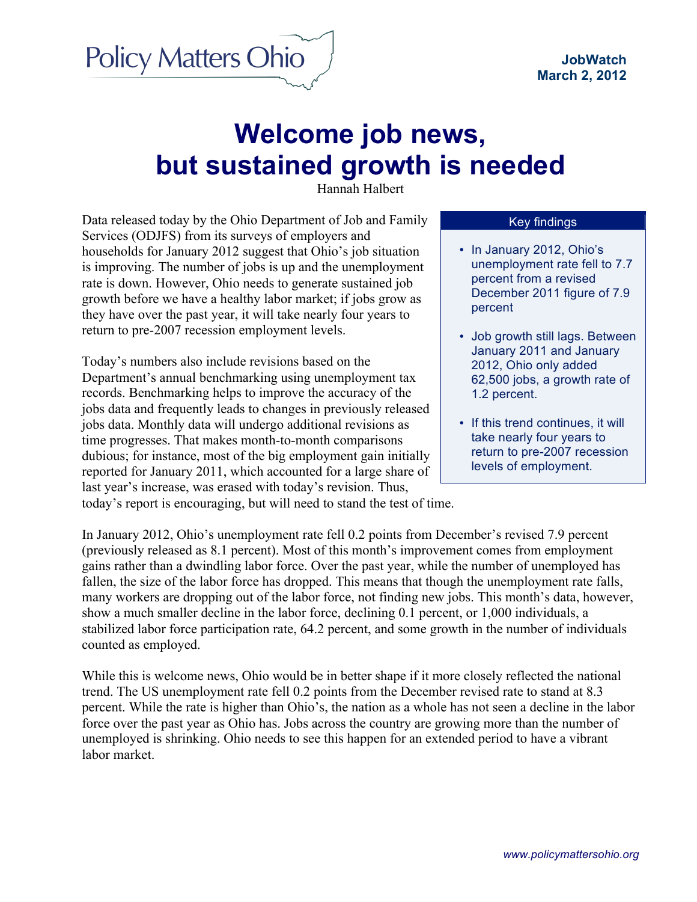Policy Matters Ohio

**JobWatch**
**March 2, 2012**

# Welcome job news, but sustained growth is needed

Hannah Halbert

Data released today by the Ohio Department of Job and Family Services (ODJFS) from its surveys of employers and households for January 2012 suggest that Ohio's job situation is improving. The number of jobs is up and the unemployment rate is down. However, Ohio needs to generate sustained job growth before we have a healthy labor market; if jobs grow as they have over the past year, it will take nearly four years to return to pre-2007 recession employment levels.

Today's numbers also include revisions based on the Department's annual benchmarking using unemployment tax records. Benchmarking helps to improve the accuracy of the jobs data and frequently leads to changes in previously released jobs data. Monthly data will undergo additional revisions as time progresses. That makes month-to-month comparisons dubious; for instance, most of the big employment gain initially reported for January 2011, which accounted for a large share of last year's increase, was erased with today's revision. Thus, today's report is encouraging, but will need to stand the test of time.

**Key findings**

- In January 2012, Ohio's unemployment rate fell to 7.7 percent from a revised December 2011 figure of 7.9 percent
- Job growth still lags. Between January 2011 and January 2012, Ohio only added 62,500 jobs, a growth rate of 1.2 percent.
- If this trend continues, it will take nearly four years to return to pre-2007 recession levels of employment.

In January 2012, Ohio's unemployment rate fell 0.2 points from December's revised 7.9 percent (previously released as 8.1 percent). Most of this month's improvement comes from employment gains rather than a dwindling labor force. Over the past year, while the number of unemployed has fallen, the size of the labor force has dropped. This means that though the unemployment rate falls, many workers are dropping out of the labor force, not finding new jobs. This month's data, however, show a much smaller decline in the labor force, declining 0.1 percent, or 1,000 individuals, a stabilized labor force participation rate, 64.2 percent, and some growth in the number of individuals counted as employed.

While this is welcome news, Ohio would be in better shape if it more closely reflected the national trend. The US unemployment rate fell 0.2 points from the December revised rate to stand at 8.3 percent. While the rate is higher than Ohio's, the nation as a whole has not seen a decline in the labor force over the past year as Ohio has. Jobs across the country are growing more than the number of unemployed is shrinking. Ohio needs to see this happen for an extended period to have a vibrant labor market.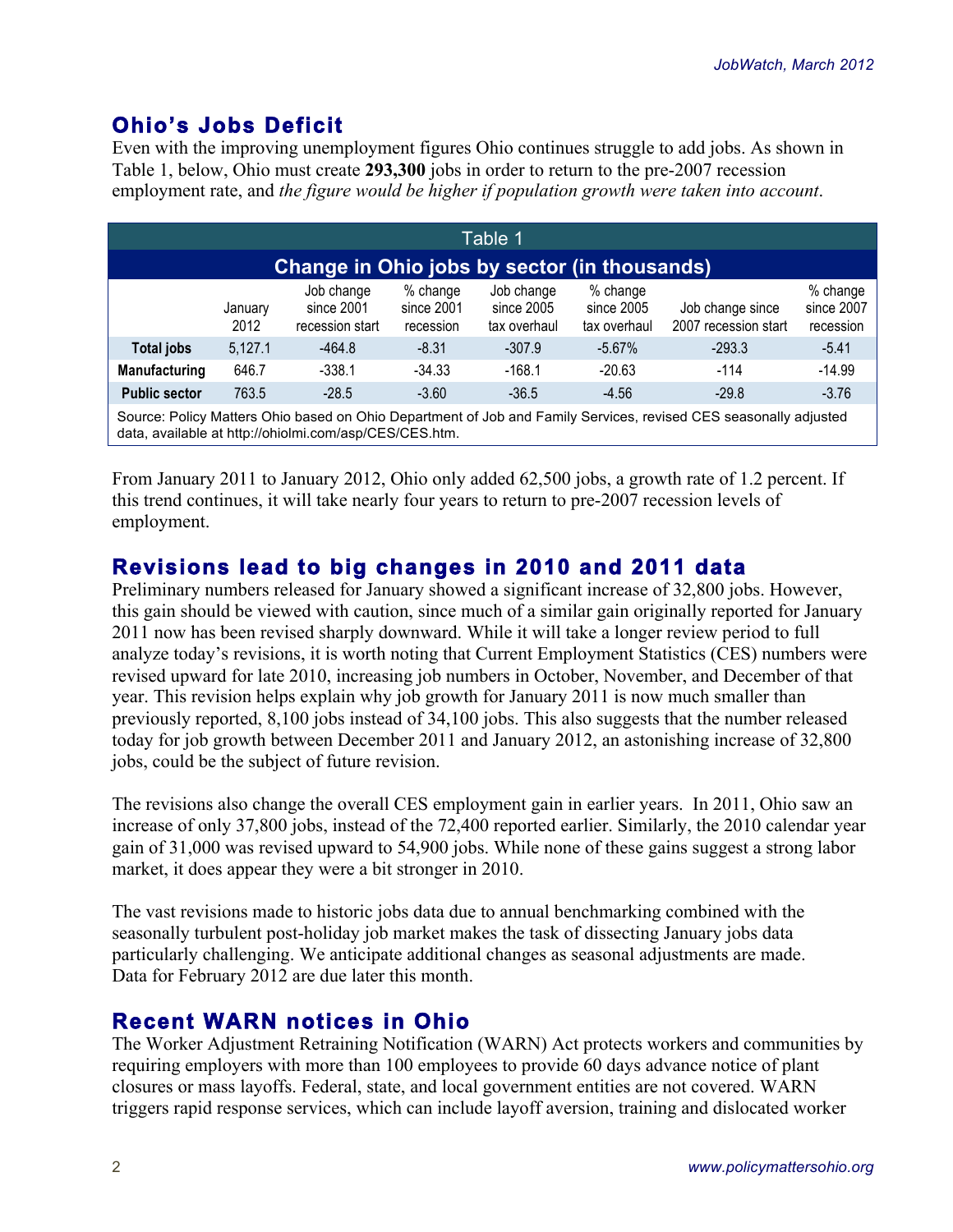## Ohio's Jobs Deficit

Even with the improving unemployment figures Ohio continues struggle to add jobs. As shown in Table 1, below, Ohio must create **293,300** jobs in order to return to the pre-2007 recession employment rate, and *the figure would be higher if population growth were taken into account*.

**Table 1**

**Change in Ohio jobs by sector (in thousands)**

| | January 2012 | Job change since 2001 recession start | % change since 2001 recession | Job change since 2005 tax overhaul | % change since 2005 tax overhaul | Job change since 2007 recession start | % change since 2007 recession |
|---|---|---|---|---|---|---|---|
| **Total jobs** | 5,127.1 | -464.8 | -8.31 | -307.9 | -5.67% | -293.3 | -5.41 |
| **Manufacturing** | 646.7 | -338.1 | -34.33 | -168.1 | -20.63 | -114 | -14.99 |
| **Public sector** | 763.5 | -28.5 | -3.60 | -36.5 | -4.56 | -29.8 | -3.76 |

Source: Policy Matters Ohio based on Ohio Department of Job and Family Services, revised CES seasonally adjusted data, available at http://ohiolmi.com/asp/CES/CES.htm.

From January 2011 to January 2012, Ohio only added 62,500 jobs, a growth rate of 1.2 percent. If this trend continues, it will take nearly four years to return to pre-2007 recession levels of employment.

## Revisions lead to big changes in 2010 and 2011 data

Preliminary numbers released for January showed a significant increase of 32,800 jobs. However, this gain should be viewed with caution, since much of a similar gain originally reported for January 2011 now has been revised sharply downward. While it will take a longer review period to full analyze today's revisions, it is worth noting that Current Employment Statistics (CES) numbers were revised upward for late 2010, increasing job numbers in October, November, and December of that year. This revision helps explain why job growth for January 2011 is now much smaller than previously reported, 8,100 jobs instead of 34,100 jobs. This also suggests that the number released today for job growth between December 2011 and January 2012, an astonishing increase of 32,800 jobs, could be the subject of future revision.

The revisions also change the overall CES employment gain in earlier years. In 2011, Ohio saw an increase of only 37,800 jobs, instead of the 72,400 reported earlier. Similarly, the 2010 calendar year gain of 31,000 was revised upward to 54,900 jobs. While none of these gains suggest a strong labor market, it does appear they were a bit stronger in 2010.

The vast revisions made to historic jobs data due to annual benchmarking combined with the seasonally turbulent post-holiday job market makes the task of dissecting January jobs data particularly challenging. We anticipate additional changes as seasonal adjustments are made. Data for February 2012 are due later this month.

## Recent WARN notices in Ohio

The Worker Adjustment Retraining Notification (WARN) Act protects workers and communities by requiring employers with more than 100 employees to provide 60 days advance notice of plant closures or mass layoffs. Federal, state, and local government entities are not covered. WARN triggers rapid response services, which can include layoff aversion, training and dislocated worker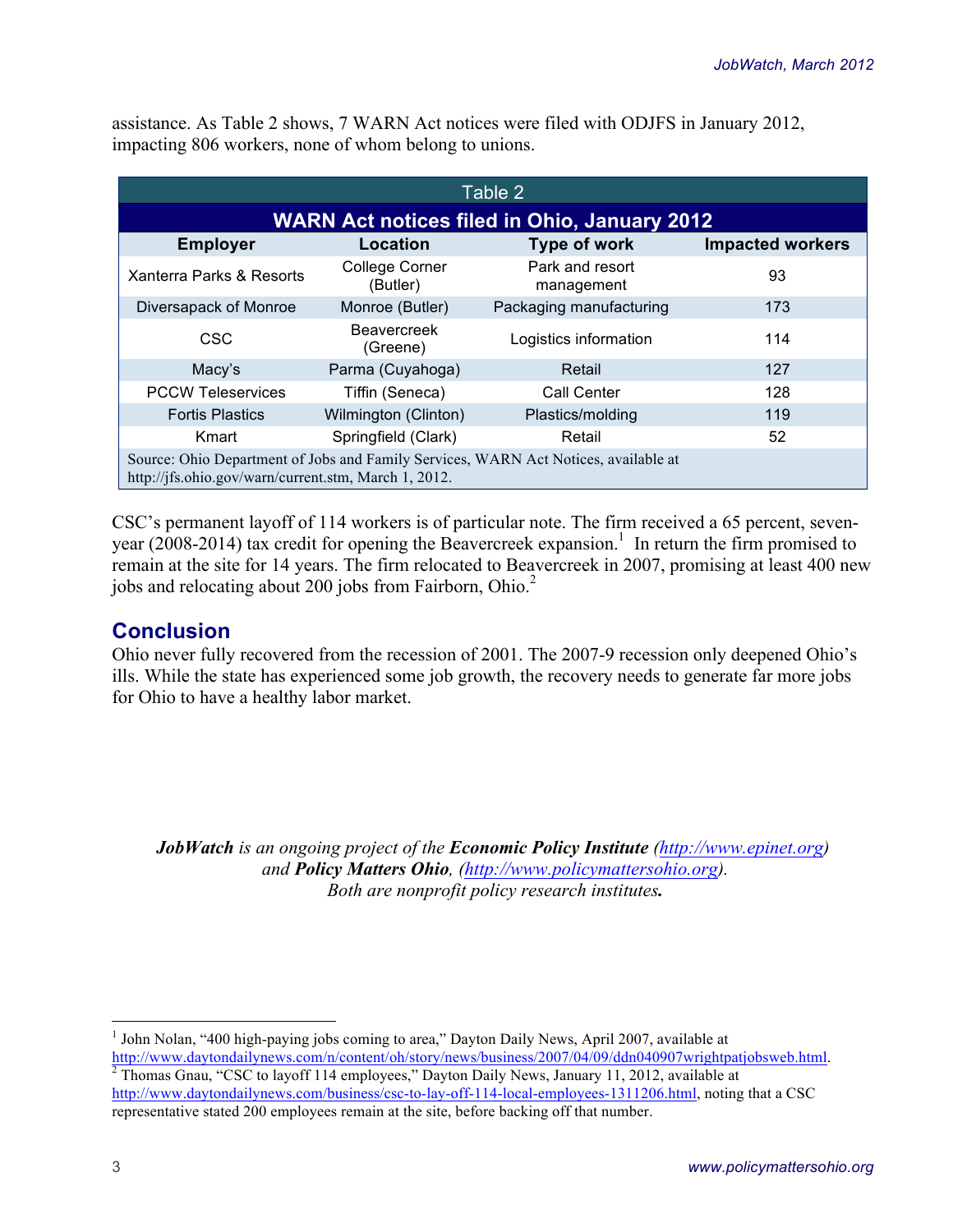assistance. As Table 2 shows, 7 WARN Act notices were filed with ODJFS in January 2012, impacting 806 workers, none of whom belong to unions.

**Table 2**

**WARN Act notices filed in Ohio, January 2012**

| Employer | Location | Type of work | Impacted workers |
|---|---|---|---|
| Xanterra Parks & Resorts | College Corner (Butler) | Park and resort management | 93 |
| Diversapack of Monroe | Monroe (Butler) | Packaging manufacturing | 173 |
| CSC | Beavercreek (Greene) | Logistics information | 114 |
| Macy's | Parma (Cuyahoga) | Retail | 127 |
| PCCW Teleservices | Tiffin (Seneca) | Call Center | 128 |
| Fortis Plastics | Wilmington (Clinton) | Plastics/molding | 119 |
| Kmart | Springfield (Clark) | Retail | 52 |

Source: Ohio Department of Jobs and Family Services, WARN Act Notices, available at http://jfs.ohio.gov/warn/current.stm, March 1, 2012.

CSC's permanent layoff of 114 workers is of particular note. The firm received a 65 percent, seven-year (2008-2014) tax credit for opening the Beavercreek expansion.[1] In return the firm promised to remain at the site for 14 years. The firm relocated to Beavercreek in 2007, promising at least 400 new jobs and relocating about 200 jobs from Fairborn, Ohio.[2]

## Conclusion

Ohio never fully recovered from the recession of 2001. The 2007-9 recession only deepened Ohio's ills. While the state has experienced some job growth, the recovery needs to generate far more jobs for Ohio to have a healthy labor market.

*__JobWatch__ is an ongoing project of the __Economic Policy Institute__ (http://www.epinet.org) and __Policy Matters Ohio__, (http://www.policymattersohio.org). Both are nonprofit policy research institutes.*

[1] John Nolan, "400 high-paying jobs coming to area," Dayton Daily News, April 2007, available at http://www.daytondailynews.com/n/content/oh/story/news/business/2007/04/09/ddn040907wrightpatjobsweb.html.

[2] Thomas Gnau, "CSC to layoff 114 employees," Dayton Daily News, January 11, 2012, available at http://www.daytondailynews.com/business/csc-to-lay-off-114-local-employees-1311206.html, noting that a CSC representative stated 200 employees remain at the site, before backing off that number.